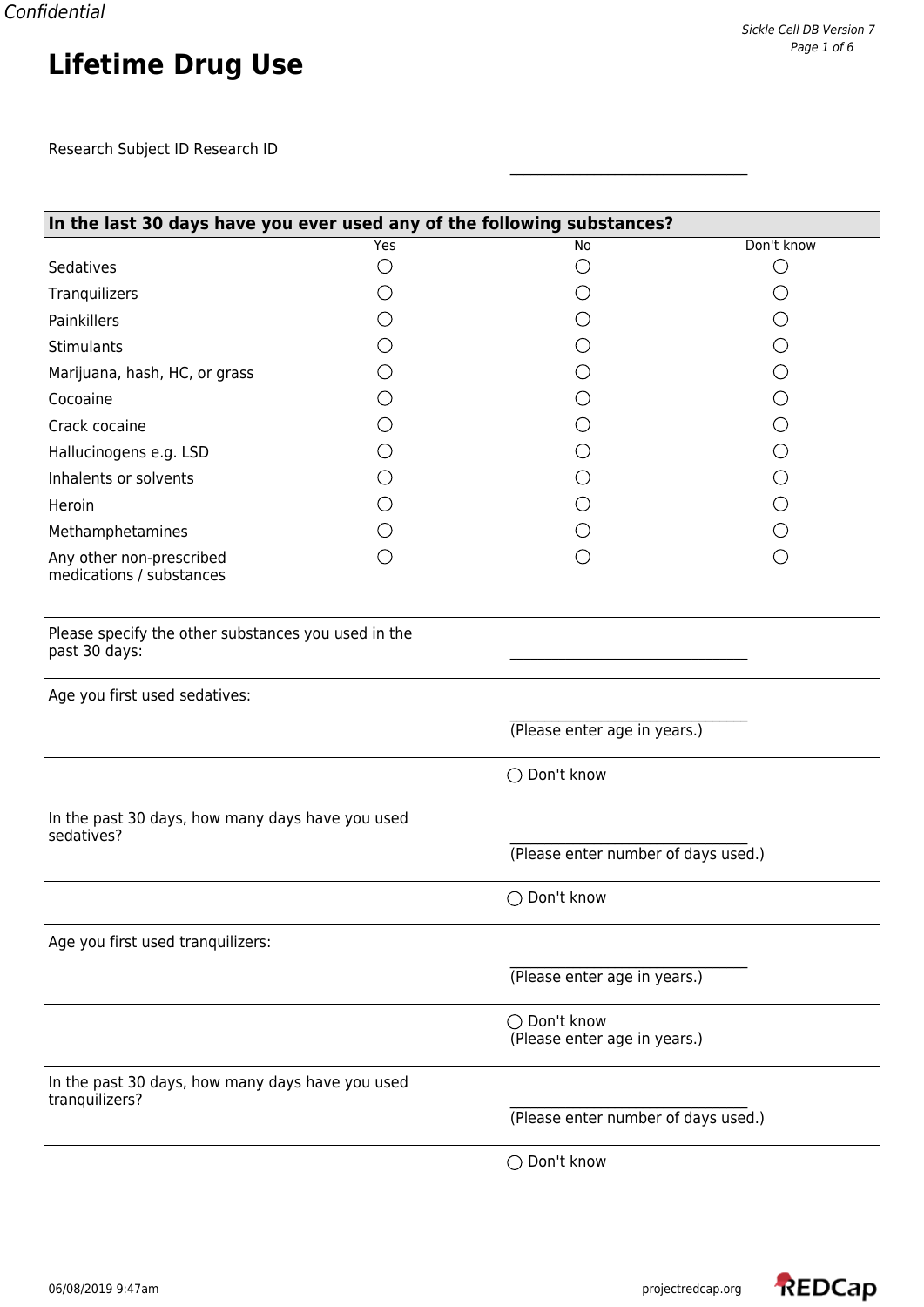Confidential

# Lifetime Drug Use

Research Subject ID Research ID

______________________

**In the last 30 days have you ever used any of the following substances?**

| | Yes | No | Don't know |
|---|---|---|---|
| Sedatives | ○ | ○ | ○ |
| Tranquilizers | ○ | ○ | ○ |
| Painkillers | ○ | ○ | ○ |
| Stimulants | ○ | ○ | ○ |
| Marijuana, hash, HC, or grass | ○ | ○ | ○ |
| Cocoaine | ○ | ○ | ○ |
| Crack cocaine | ○ | ○ | ○ |
| Hallucinogens e.g. LSD | ○ | ○ | ○ |
| Inhalents or solvents | ○ | ○ | ○ |
| Heroin | ○ | ○ | ○ |
| Methamphetamines | ○ | ○ | ○ |
| Any other non-prescribed medications / substances | ○ | ○ | ○ |

Please specify the other substances you used in the past 30 days:

______________________

Age you first used sedatives:

______________________
(Please enter age in years.)

○ Don't know

In the past 30 days, how many days have you used sedatives?

______________________
(Please enter number of days used.)

○ Don't know

Age you first used tranquilizers:

______________________
(Please enter age in years.)

○ Don't know
(Please enter age in years.)

In the past 30 days, how many days have you used tranquilizers?

______________________
(Please enter number of days used.)

○ Don't know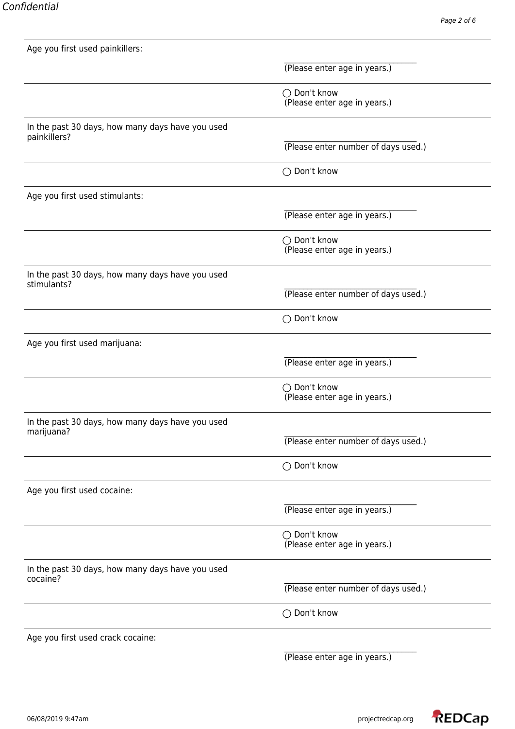Age you first used painkillers:

\_\_\_\_\_\_\_\_\_\_\_\_\_\_\_\_\_\_\_\_\_\_\_\_\_\_\_\_\_\_\_\_\_\_
(Please enter age in years.)

◯ Don't know
(Please enter age in years.)

In the past 30 days, how many days have you used painkillers?

\_\_\_\_\_\_\_\_\_\_\_\_\_\_\_\_\_\_\_\_\_\_\_\_\_\_\_\_\_\_\_\_\_\_
(Please enter number of days used.)

◯ Don't know

Age you first used stimulants:

\_\_\_\_\_\_\_\_\_\_\_\_\_\_\_\_\_\_\_\_\_\_\_\_\_\_\_\_\_\_\_\_\_\_
(Please enter age in years.)

◯ Don't know
(Please enter age in years.)

In the past 30 days, how many days have you used stimulants?

\_\_\_\_\_\_\_\_\_\_\_\_\_\_\_\_\_\_\_\_\_\_\_\_\_\_\_\_\_\_\_\_\_\_
(Please enter number of days used.)

◯ Don't know

Age you first used marijuana:

\_\_\_\_\_\_\_\_\_\_\_\_\_\_\_\_\_\_\_\_\_\_\_\_\_\_\_\_\_\_\_\_\_\_
(Please enter age in years.)

◯ Don't know
(Please enter age in years.)

In the past 30 days, how many days have you used marijuana?

\_\_\_\_\_\_\_\_\_\_\_\_\_\_\_\_\_\_\_\_\_\_\_\_\_\_\_\_\_\_\_\_\_\_
(Please enter number of days used.)

◯ Don't know

Age you first used cocaine:

\_\_\_\_\_\_\_\_\_\_\_\_\_\_\_\_\_\_\_\_\_\_\_\_\_\_\_\_\_\_\_\_\_\_
(Please enter age in years.)

◯ Don't know
(Please enter age in years.)

In the past 30 days, how many days have you used cocaine?

\_\_\_\_\_\_\_\_\_\_\_\_\_\_\_\_\_\_\_\_\_\_\_\_\_\_\_\_\_\_\_\_\_\_
(Please enter number of days used.)

◯ Don't know

Age you first used crack cocaine:

\_\_\_\_\_\_\_\_\_\_\_\_\_\_\_\_\_\_\_\_\_\_\_\_\_\_\_\_\_\_\_\_\_\_
(Please enter age in years.)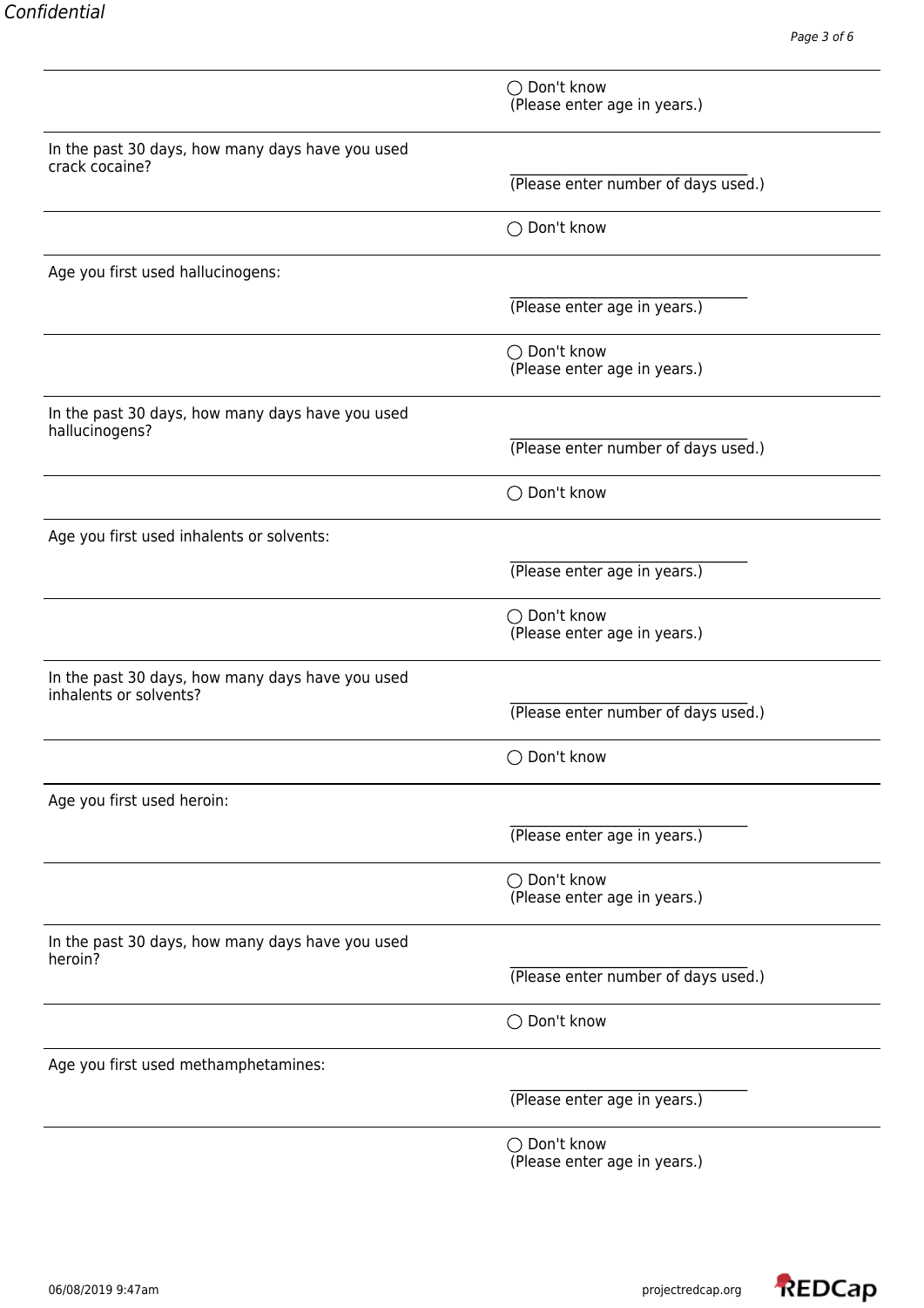| | |
|---|---|
| | ◯ Don't know (Please enter age in years.) |
| In the past 30 days, how many days have you used crack cocaine? | ______________ (Please enter number of days used.) |
| | ◯ Don't know |
| Age you first used hallucinogens: | ______________ (Please enter age in years.) |
| | ◯ Don't know (Please enter age in years.) |
| In the past 30 days, how many days have you used hallucinogens? | ______________ (Please enter number of days used.) |
| | ◯ Don't know |
| Age you first used inhalents or solvents: | ______________ (Please enter age in years.) |
| | ◯ Don't know (Please enter age in years.) |
| In the past 30 days, how many days have you used inhalents or solvents? | ______________ (Please enter number of days used.) |
| | ◯ Don't know |
| Age you first used heroin: | ______________ (Please enter age in years.) |
| | ◯ Don't know (Please enter age in years.) |
| In the past 30 days, how many days have you used heroin? | ______________ (Please enter number of days used.) |
| | ◯ Don't know |
| Age you first used methamphetamines: | ______________ (Please enter age in years.) |
| | ◯ Don't know (Please enter age in years.) |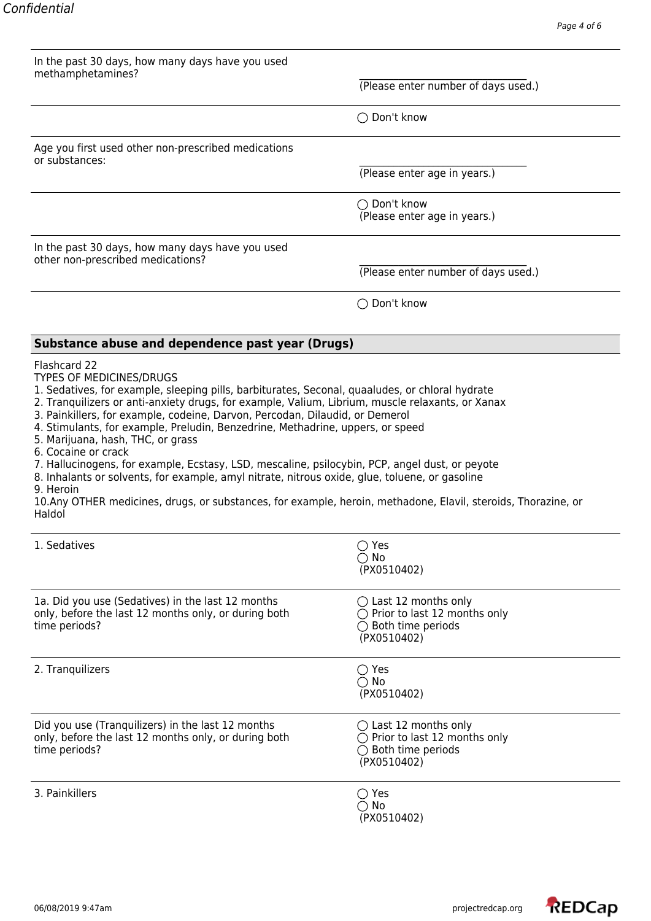| | |
|---|---|
| In the past 30 days, how many days have you used methamphetamines? | \_\_\_\_\_\_\_\_\_\_\_\_\_\_\_\_\_\_\_\_\_\_\_\_\_\_\_\_ (Please enter number of days used.) |
| | ◯ Don't know |
| Age you first used other non-prescribed medications or substances: | \_\_\_\_\_\_\_\_\_\_\_\_\_\_\_\_\_\_\_\_\_\_\_\_\_\_\_\_ (Please enter age in years.) |
| | ◯ Don't know (Please enter age in years.) |
| In the past 30 days, how many days have you used other non-prescribed medications? | \_\_\_\_\_\_\_\_\_\_\_\_\_\_\_\_\_\_\_\_\_\_\_\_\_\_\_\_ (Please enter number of days used.) |
| | ◯ Don't know |

## Substance abuse and dependence past year (Drugs)

Flashcard 22
TYPES OF MEDICINES/DRUGS
1. Sedatives, for example, sleeping pills, barbiturates, Seconal, quaaludes, or chloral hydrate
2. Tranquilizers or anti-anxiety drugs, for example, Valium, Librium, muscle relaxants, or Xanax
3. Painkillers, for example, codeine, Darvon, Percodan, Dilaudid, or Demerol
4. Stimulants, for example, Preludin, Benzedrine, Methadrine, uppers, or speed
5. Marijuana, hash, THC, or grass
6. Cocaine or crack
7. Hallucinogens, for example, Ecstasy, LSD, mescaline, psilocybin, PCP, angel dust, or peyote
8. Inhalants or solvents, for example, amyl nitrate, nitrous oxide, glue, toluene, or gasoline
9. Heroin
10. Any OTHER medicines, drugs, or substances, for example, heroin, methadone, Elavil, steroids, Thorazine, or Haldol

| | |
|---|---|
| 1. Sedatives | ◯ Yes<br>◯ No<br>(PX0510402) |
| 1a. Did you use (Sedatives) in the last 12 months only, before the last 12 months only, or during both time periods? | ◯ Last 12 months only<br>◯ Prior to last 12 months only<br>◯ Both time periods<br>(PX0510402) |
| 2. Tranquilizers | ◯ Yes<br>◯ No<br>(PX0510402) |
| Did you use (Tranquilizers) in the last 12 months only, before the last 12 months only, or during both time periods? | ◯ Last 12 months only<br>◯ Prior to last 12 months only<br>◯ Both time periods<br>(PX0510402) |
| 3. Painkillers | ◯ Yes<br>◯ No<br>(PX0510402) |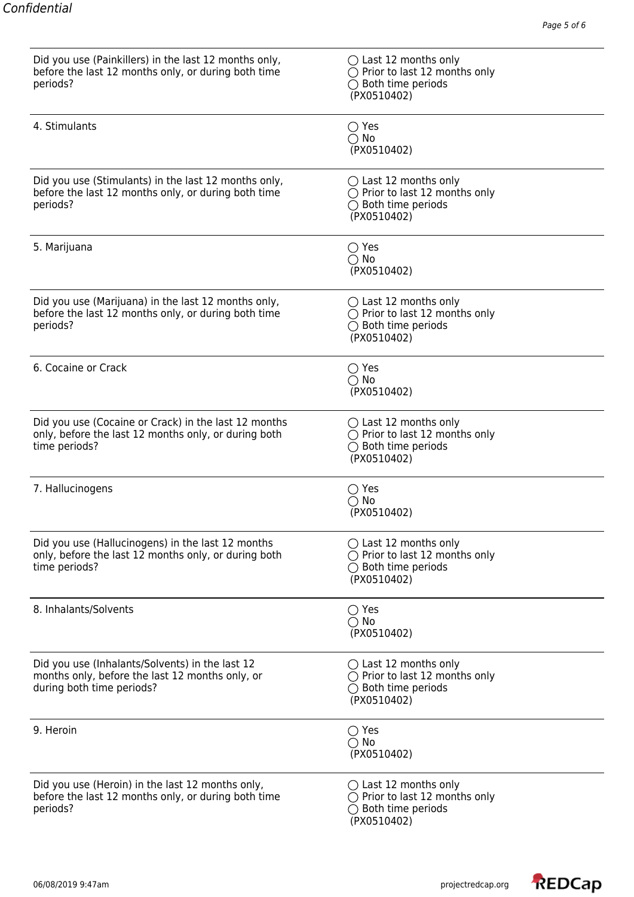| | |
|---|---|
| Did you use (Painkillers) in the last 12 months only, before the last 12 months only, or during both time periods? | ◯ Last 12 months only<br>◯ Prior to last 12 months only<br>◯ Both time periods<br>(PX0510402) |
| 4. Stimulants | ◯ Yes<br>◯ No<br>(PX0510402) |
| Did you use (Stimulants) in the last 12 months only, before the last 12 months only, or during both time periods? | ◯ Last 12 months only<br>◯ Prior to last 12 months only<br>◯ Both time periods<br>(PX0510402) |
| 5. Marijuana | ◯ Yes<br>◯ No<br>(PX0510402) |
| Did you use (Marijuana) in the last 12 months only, before the last 12 months only, or during both time periods? | ◯ Last 12 months only<br>◯ Prior to last 12 months only<br>◯ Both time periods<br>(PX0510402) |
| 6. Cocaine or Crack | ◯ Yes<br>◯ No<br>(PX0510402) |
| Did you use (Cocaine or Crack) in the last 12 months only, before the last 12 months only, or during both time periods? | ◯ Last 12 months only<br>◯ Prior to last 12 months only<br>◯ Both time periods<br>(PX0510402) |
| 7. Hallucinogens | ◯ Yes<br>◯ No<br>(PX0510402) |
| Did you use (Hallucinogens) in the last 12 months only, before the last 12 months only, or during both time periods? | ◯ Last 12 months only<br>◯ Prior to last 12 months only<br>◯ Both time periods<br>(PX0510402) |
| 8. Inhalants/Solvents | ◯ Yes<br>◯ No<br>(PX0510402) |
| Did you use (Inhalants/Solvents) in the last 12 months only, before the last 12 months only, or during both time periods? | ◯ Last 12 months only<br>◯ Prior to last 12 months only<br>◯ Both time periods<br>(PX0510402) |
| 9. Heroin | ◯ Yes<br>◯ No<br>(PX0510402) |
| Did you use (Heroin) in the last 12 months only, before the last 12 months only, or during both time periods? | ◯ Last 12 months only<br>◯ Prior to last 12 months only<br>◯ Both time periods<br>(PX0510402) |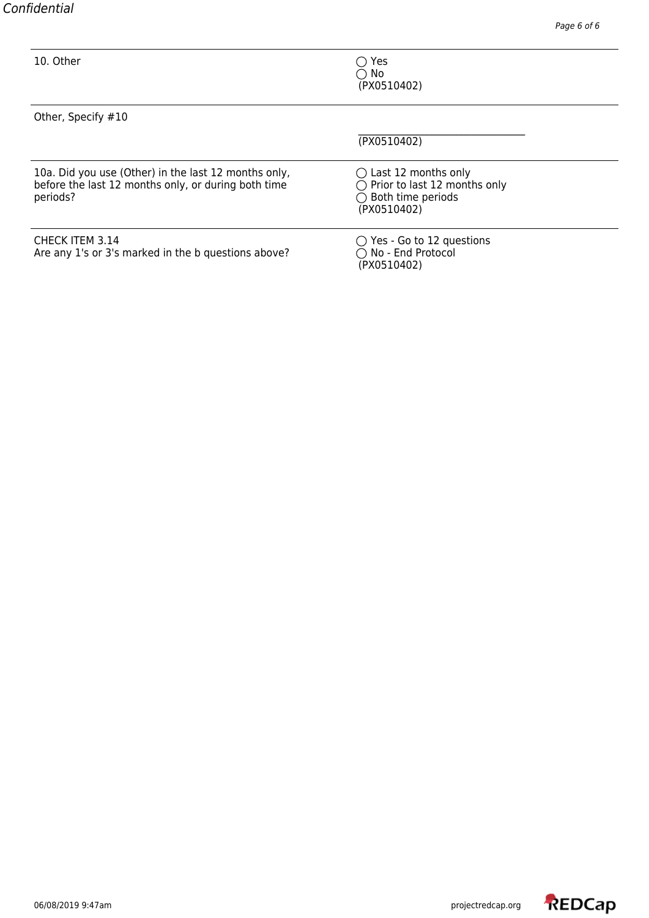| | |
|---|---|
| 10. Other | ◯ Yes<br>◯ No<br>(PX0510402) |
| Other, Specify #10 | \_\_\_\_\_\_\_\_\_\_\_\_\_\_\_\_\_\_\_\_\_\_\_\_\_\_\_\_\_\_\_\_\_\_<br>(PX0510402) |
| 10a. Did you use (Other) in the last 12 months only, before the last 12 months only, or during both time periods? | ◯ Last 12 months only<br>◯ Prior to last 12 months only<br>◯ Both time periods<br>(PX0510402) |
| CHECK ITEM 3.14<br>Are any 1's or 3's marked in the b questions above? | ◯ Yes - Go to 12 questions<br>◯ No - End Protocol<br>(PX0510402) |